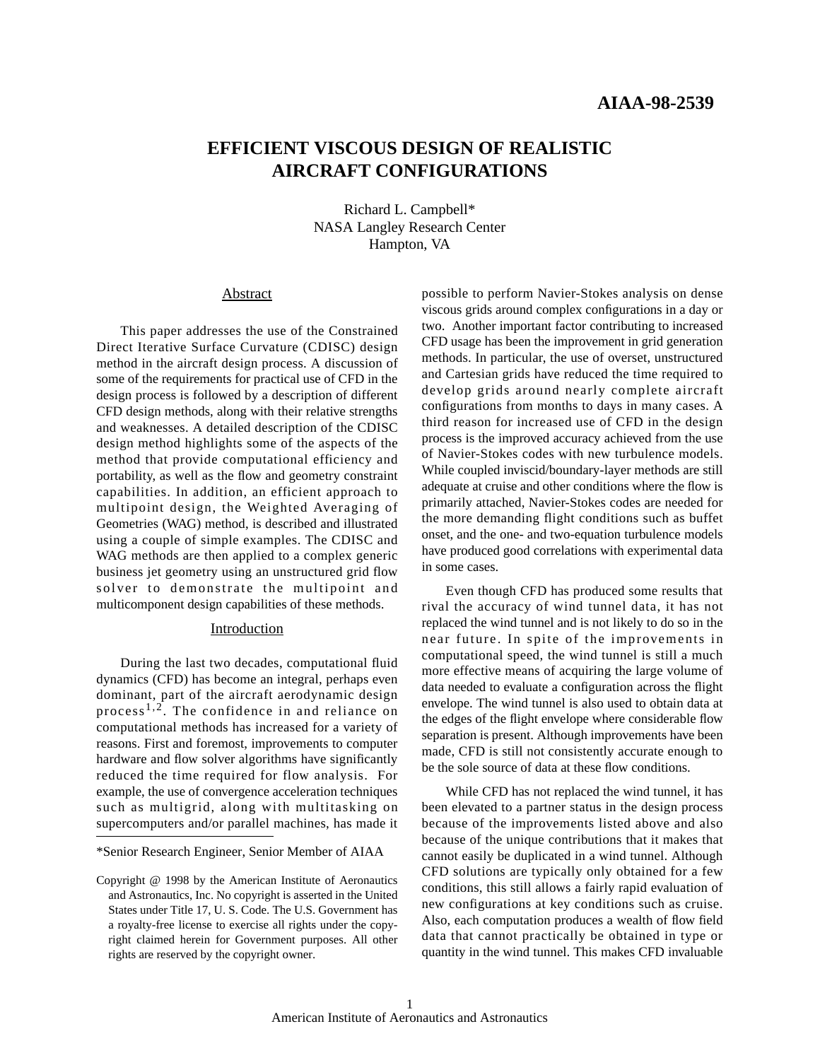AIAA-98-2539

# EFFICIENT VISCOUS DESIGN OF REALISTIC AIRCRAFT CONFIGURATIONS

Richard L. Campbell*
NASA Langley Research Center
Hampton, VA

## Abstract

This paper addresses the use of the Constrained Direct Iterative Surface Curvature (CDISC) design method in the aircraft design process. A discussion of some of the requirements for practical use of CFD in the design process is followed by a description of different CFD design methods, along with their relative strengths and weaknesses. A detailed description of the CDISC design method highlights some of the aspects of the method that provide computational efficiency and portability, as well as the flow and geometry constraint capabilities. In addition, an efficient approach to multipoint design, the Weighted Averaging of Geometries (WAG) method, is described and illustrated using a couple of simple examples. The CDISC and WAG methods are then applied to a complex generic business jet geometry using an unstructured grid flow solver to demonstrate the multipoint and multicomponent design capabilities of these methods.

## Introduction

During the last two decades, computational fluid dynamics (CFD) has become an integral, perhaps even dominant, part of the aircraft aerodynamic design process[1,2]. The confidence in and reliance on computational methods has increased for a variety of reasons. First and foremost, improvements to computer hardware and flow solver algorithms have significantly reduced the time required for flow analysis. For example, the use of convergence acceleration techniques such as multigrid, along with multitasking on supercomputers and/or parallel machines, has made it possible to perform Navier-Stokes analysis on dense viscous grids around complex configurations in a day or two. Another important factor contributing to increased CFD usage has been the improvement in grid generation methods. In particular, the use of overset, unstructured and Cartesian grids have reduced the time required to develop grids around nearly complete aircraft configurations from months to days in many cases. A third reason for increased use of CFD in the design process is the improved accuracy achieved from the use of Navier-Stokes codes with new turbulence models. While coupled inviscid/boundary-layer methods are still adequate at cruise and other conditions where the flow is primarily attached, Navier-Stokes codes are needed for the more demanding flight conditions such as buffet onset, and the one- and two-equation turbulence models have produced good correlations with experimental data in some cases.

Even though CFD has produced some results that rival the accuracy of wind tunnel data, it has not replaced the wind tunnel and is not likely to do so in the near future. In spite of the improvements in computational speed, the wind tunnel is still a much more effective means of acquiring the large volume of data needed to evaluate a configuration across the flight envelope. The wind tunnel is also used to obtain data at the edges of the flight envelope where considerable flow separation is present. Although improvements have been made, CFD is still not consistently accurate enough to be the sole source of data at these flow conditions.

While CFD has not replaced the wind tunnel, it has been elevated to a partner status in the design process because of the improvements listed above and also because of the unique contributions that it makes that cannot easily be duplicated in a wind tunnel. Although CFD solutions are typically only obtained for a few conditions, this still allows a fairly rapid evaluation of new configurations at key conditions such as cruise. Also, each computation produces a wealth of flow field data that cannot practically be obtained in type or quantity in the wind tunnel. This makes CFD invaluable

*Senior Research Engineer, Senior Member of AIAA

Copyright @ 1998 by the American Institute of Aeronautics and Astronautics, Inc. No copyright is asserted in the United States under Title 17, U. S. Code. The U.S. Government has a royalty-free license to exercise all rights under the copyright claimed herein for Government purposes. All other rights are reserved by the copyright owner.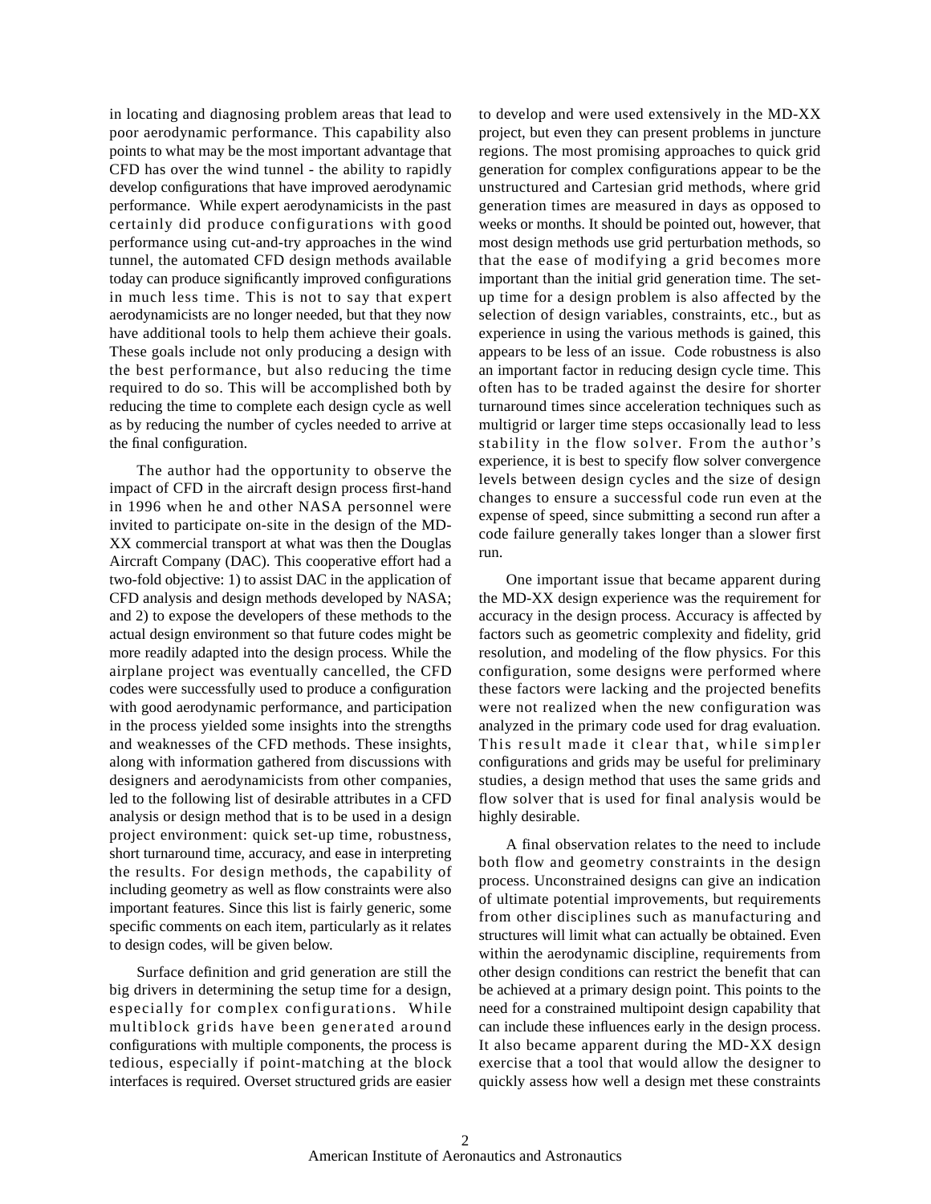in locating and diagnosing problem areas that lead to poor aerodynamic performance. This capability also points to what may be the most important advantage that CFD has over the wind tunnel - the ability to rapidly develop configurations that have improved aerodynamic performance. While expert aerodynamicists in the past certainly did produce configurations with good performance using cut-and-try approaches in the wind tunnel, the automated CFD design methods available today can produce significantly improved configurations in much less time. This is not to say that expert aerodynamicists are no longer needed, but that they now have additional tools to help them achieve their goals. These goals include not only producing a design with the best performance, but also reducing the time required to do so. This will be accomplished both by reducing the time to complete each design cycle as well as by reducing the number of cycles needed to arrive at the final configuration.

The author had the opportunity to observe the impact of CFD in the aircraft design process first-hand in 1996 when he and other NASA personnel were invited to participate on-site in the design of the MD-XX commercial transport at what was then the Douglas Aircraft Company (DAC). This cooperative effort had a two-fold objective: 1) to assist DAC in the application of CFD analysis and design methods developed by NASA; and 2) to expose the developers of these methods to the actual design environment so that future codes might be more readily adapted into the design process. While the airplane project was eventually cancelled, the CFD codes were successfully used to produce a configuration with good aerodynamic performance, and participation in the process yielded some insights into the strengths and weaknesses of the CFD methods. These insights, along with information gathered from discussions with designers and aerodynamicists from other companies, led to the following list of desirable attributes in a CFD analysis or design method that is to be used in a design project environment: quick set-up time, robustness, short turnaround time, accuracy, and ease in interpreting the results. For design methods, the capability of including geometry as well as flow constraints were also important features. Since this list is fairly generic, some specific comments on each item, particularly as it relates to design codes, will be given below.

Surface definition and grid generation are still the big drivers in determining the setup time for a design, especially for complex configurations. While multiblock grids have been generated around configurations with multiple components, the process is tedious, especially if point-matching at the block interfaces is required. Overset structured grids are easier to develop and were used extensively in the MD-XX project, but even they can present problems in juncture regions. The most promising approaches to quick grid generation for complex configurations appear to be the unstructured and Cartesian grid methods, where grid generation times are measured in days as opposed to weeks or months. It should be pointed out, however, that most design methods use grid perturbation methods, so that the ease of modifying a grid becomes more important than the initial grid generation time. The set-up time for a design problem is also affected by the selection of design variables, constraints, etc., but as experience in using the various methods is gained, this appears to be less of an issue. Code robustness is also an important factor in reducing design cycle time. This often has to be traded against the desire for shorter turnaround times since acceleration techniques such as multigrid or larger time steps occasionally lead to less stability in the flow solver. From the author's experience, it is best to specify flow solver convergence levels between design cycles and the size of design changes to ensure a successful code run even at the expense of speed, since submitting a second run after a code failure generally takes longer than a slower first run.

One important issue that became apparent during the MD-XX design experience was the requirement for accuracy in the design process. Accuracy is affected by factors such as geometric complexity and fidelity, grid resolution, and modeling of the flow physics. For this configuration, some designs were performed where these factors were lacking and the projected benefits were not realized when the new configuration was analyzed in the primary code used for drag evaluation. This result made it clear that, while simpler configurations and grids may be useful for preliminary studies, a design method that uses the same grids and flow solver that is used for final analysis would be highly desirable.

A final observation relates to the need to include both flow and geometry constraints in the design process. Unconstrained designs can give an indication of ultimate potential improvements, but requirements from other disciplines such as manufacturing and structures will limit what can actually be obtained. Even within the aerodynamic discipline, requirements from other design conditions can restrict the benefit that can be achieved at a primary design point. This points to the need for a constrained multipoint design capability that can include these influences early in the design process. It also became apparent during the MD-XX design exercise that a tool that would allow the designer to quickly assess how well a design met these constraints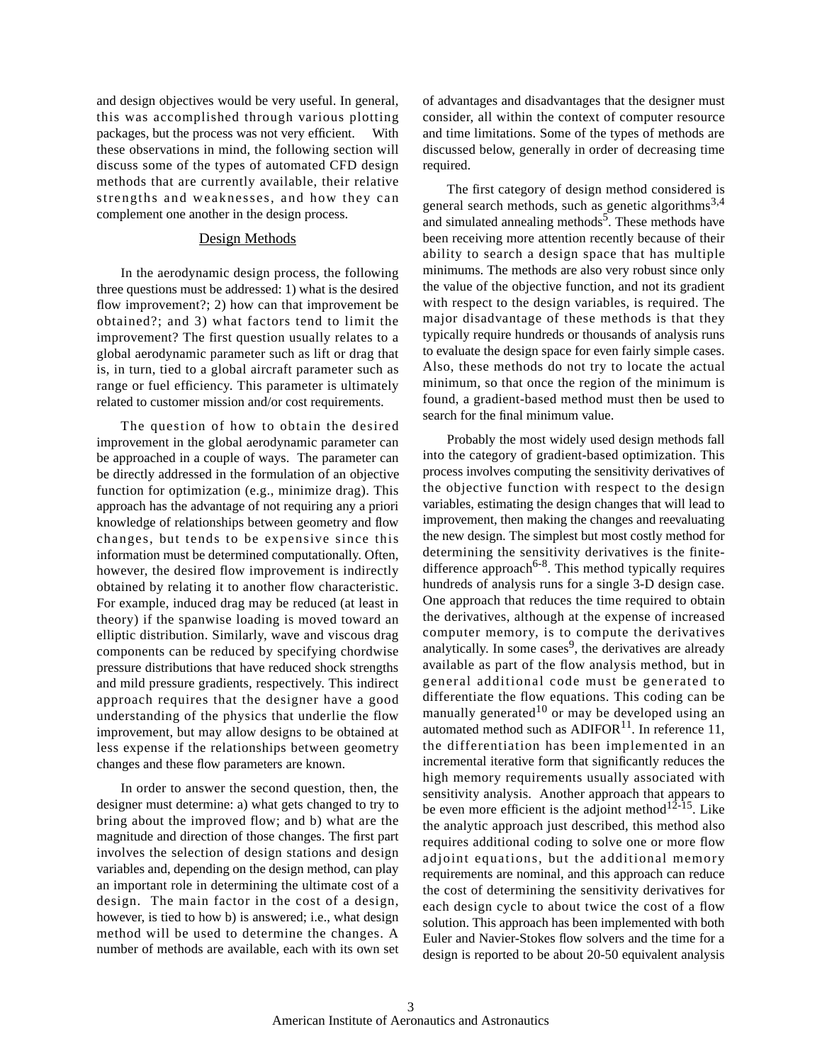and design objectives would be very useful. In general, this was accomplished through various plotting packages, but the process was not very efficient. With these observations in mind, the following section will discuss some of the types of automated CFD design methods that are currently available, their relative strengths and weaknesses, and how they can complement one another in the design process.

## Design Methods

In the aerodynamic design process, the following three questions must be addressed: 1) what is the desired flow improvement?; 2) how can that improvement be obtained?; and 3) what factors tend to limit the improvement? The first question usually relates to a global aerodynamic parameter such as lift or drag that is, in turn, tied to a global aircraft parameter such as range or fuel efficiency. This parameter is ultimately related to customer mission and/or cost requirements.

The question of how to obtain the desired improvement in the global aerodynamic parameter can be approached in a couple of ways. The parameter can be directly addressed in the formulation of an objective function for optimization (e.g., minimize drag). This approach has the advantage of not requiring any a priori knowledge of relationships between geometry and flow changes, but tends to be expensive since this information must be determined computationally. Often, however, the desired flow improvement is indirectly obtained by relating it to another flow characteristic. For example, induced drag may be reduced (at least in theory) if the spanwise loading is moved toward an elliptic distribution. Similarly, wave and viscous drag components can be reduced by specifying chordwise pressure distributions that have reduced shock strengths and mild pressure gradients, respectively. This indirect approach requires that the designer have a good understanding of the physics that underlie the flow improvement, but may allow designs to be obtained at less expense if the relationships between geometry changes and these flow parameters are known.

In order to answer the second question, then, the designer must determine: a) what gets changed to try to bring about the improved flow; and b) what are the magnitude and direction of those changes. The first part involves the selection of design stations and design variables and, depending on the design method, can play an important role in determining the ultimate cost of a design. The main factor in the cost of a design, however, is tied to how b) is answered; i.e., what design method will be used to determine the changes. A number of methods are available, each with its own set of advantages and disadvantages that the designer must consider, all within the context of computer resource and time limitations. Some of the types of methods are discussed below, generally in order of decreasing time required.

The first category of design method considered is general search methods, such as genetic algorithms[3,4] and simulated annealing methods[5]. These methods have been receiving more attention recently because of their ability to search a design space that has multiple minimums. The methods are also very robust since only the value of the objective function, and not its gradient with respect to the design variables, is required. The major disadvantage of these methods is that they typically require hundreds or thousands of analysis runs to evaluate the design space for even fairly simple cases. Also, these methods do not try to locate the actual minimum, so that once the region of the minimum is found, a gradient-based method must then be used to search for the final minimum value.

Probably the most widely used design methods fall into the category of gradient-based optimization. This process involves computing the sensitivity derivatives of the objective function with respect to the design variables, estimating the design changes that will lead to improvement, then making the changes and reevaluating the new design. The simplest but most costly method for determining the sensitivity derivatives is the finite-difference approach[6-8]. This method typically requires hundreds of analysis runs for a single 3-D design case. One approach that reduces the time required to obtain the derivatives, although at the expense of increased computer memory, is to compute the derivatives analytically. In some cases[9], the derivatives are already available as part of the flow analysis method, but in general additional code must be generated to differentiate the flow equations. This coding can be manually generated[10] or may be developed using an automated method such as ADIFOR[11]. In reference 11, the differentiation has been implemented in an incremental iterative form that significantly reduces the high memory requirements usually associated with sensitivity analysis. Another approach that appears to be even more efficient is the adjoint method[12-15]. Like the analytic approach just described, this method also requires additional coding to solve one or more flow adjoint equations, but the additional memory requirements are nominal, and this approach can reduce the cost of determining the sensitivity derivatives for each design cycle to about twice the cost of a flow solution. This approach has been implemented with both Euler and Navier-Stokes flow solvers and the time for a design is reported to be about 20-50 equivalent analysis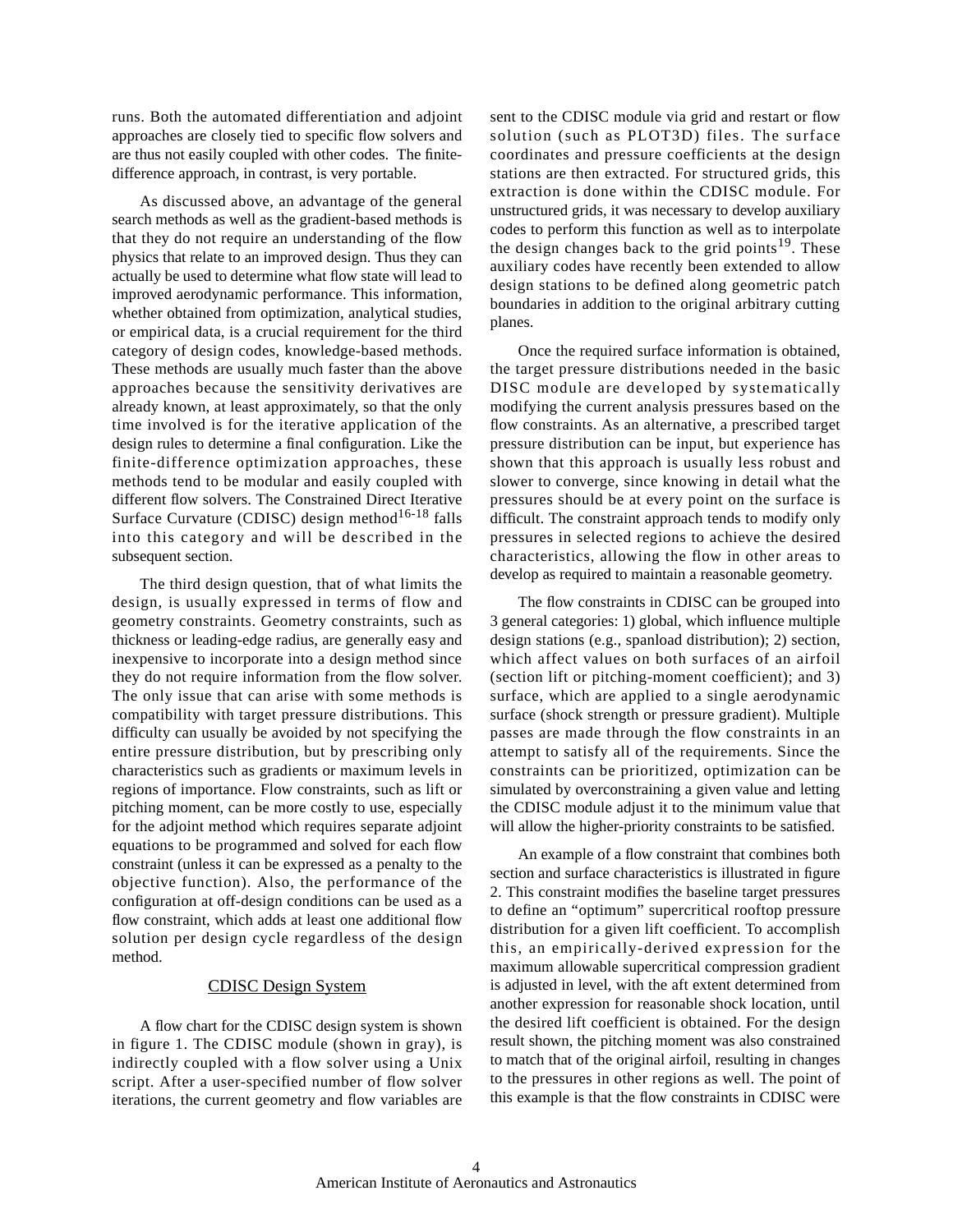runs. Both the automated differentiation and adjoint approaches are closely tied to specific flow solvers and are thus not easily coupled with other codes. The finite-difference approach, in contrast, is very portable.

As discussed above, an advantage of the general search methods as well as the gradient-based methods is that they do not require an understanding of the flow physics that relate to an improved design. Thus they can actually be used to determine what flow state will lead to improved aerodynamic performance. This information, whether obtained from optimization, analytical studies, or empirical data, is a crucial requirement for the third category of design codes, knowledge-based methods. These methods are usually much faster than the above approaches because the sensitivity derivatives are already known, at least approximately, so that the only time involved is for the iterative application of the design rules to determine a final configuration. Like the finite-difference optimization approaches, these methods tend to be modular and easily coupled with different flow solvers. The Constrained Direct Iterative Surface Curvature (CDISC) design method[16-18] falls into this category and will be described in the subsequent section.

The third design question, that of what limits the design, is usually expressed in terms of flow and geometry constraints. Geometry constraints, such as thickness or leading-edge radius, are generally easy and inexpensive to incorporate into a design method since they do not require information from the flow solver. The only issue that can arise with some methods is compatibility with target pressure distributions. This difficulty can usually be avoided by not specifying the entire pressure distribution, but by prescribing only characteristics such as gradients or maximum levels in regions of importance. Flow constraints, such as lift or pitching moment, can be more costly to use, especially for the adjoint method which requires separate adjoint equations to be programmed and solved for each flow constraint (unless it can be expressed as a penalty to the objective function). Also, the performance of the configuration at off-design conditions can be used as a flow constraint, which adds at least one additional flow solution per design cycle regardless of the design method.

## CDISC Design System

A flow chart for the CDISC design system is shown in figure 1. The CDISC module (shown in gray), is indirectly coupled with a flow solver using a Unix script. After a user-specified number of flow solver iterations, the current geometry and flow variables are sent to the CDISC module via grid and restart or flow solution (such as PLOT3D) files. The surface coordinates and pressure coefficients at the design stations are then extracted. For structured grids, this extraction is done within the CDISC module. For unstructured grids, it was necessary to develop auxiliary codes to perform this function as well as to interpolate the design changes back to the grid points[19]. These auxiliary codes have recently been extended to allow design stations to be defined along geometric patch boundaries in addition to the original arbitrary cutting planes.

Once the required surface information is obtained, the target pressure distributions needed in the basic DISC module are developed by systematically modifying the current analysis pressures based on the flow constraints. As an alternative, a prescribed target pressure distribution can be input, but experience has shown that this approach is usually less robust and slower to converge, since knowing in detail what the pressures should be at every point on the surface is difficult. The constraint approach tends to modify only pressures in selected regions to achieve the desired characteristics, allowing the flow in other areas to develop as required to maintain a reasonable geometry.

The flow constraints in CDISC can be grouped into 3 general categories: 1) global, which influence multiple design stations (e.g., spanload distribution); 2) section, which affect values on both surfaces of an airfoil (section lift or pitching-moment coefficient); and 3) surface, which are applied to a single aerodynamic surface (shock strength or pressure gradient). Multiple passes are made through the flow constraints in an attempt to satisfy all of the requirements. Since the constraints can be prioritized, optimization can be simulated by overconstraining a given value and letting the CDISC module adjust it to the minimum value that will allow the higher-priority constraints to be satisfied.

An example of a flow constraint that combines both section and surface characteristics is illustrated in figure 2. This constraint modifies the baseline target pressures to define an "optimum" supercritical rooftop pressure distribution for a given lift coefficient. To accomplish this, an empirically-derived expression for the maximum allowable supercritical compression gradient is adjusted in level, with the aft extent determined from another expression for reasonable shock location, until the desired lift coefficient is obtained. For the design result shown, the pitching moment was also constrained to match that of the original airfoil, resulting in changes to the pressures in other regions as well. The point of this example is that the flow constraints in CDISC were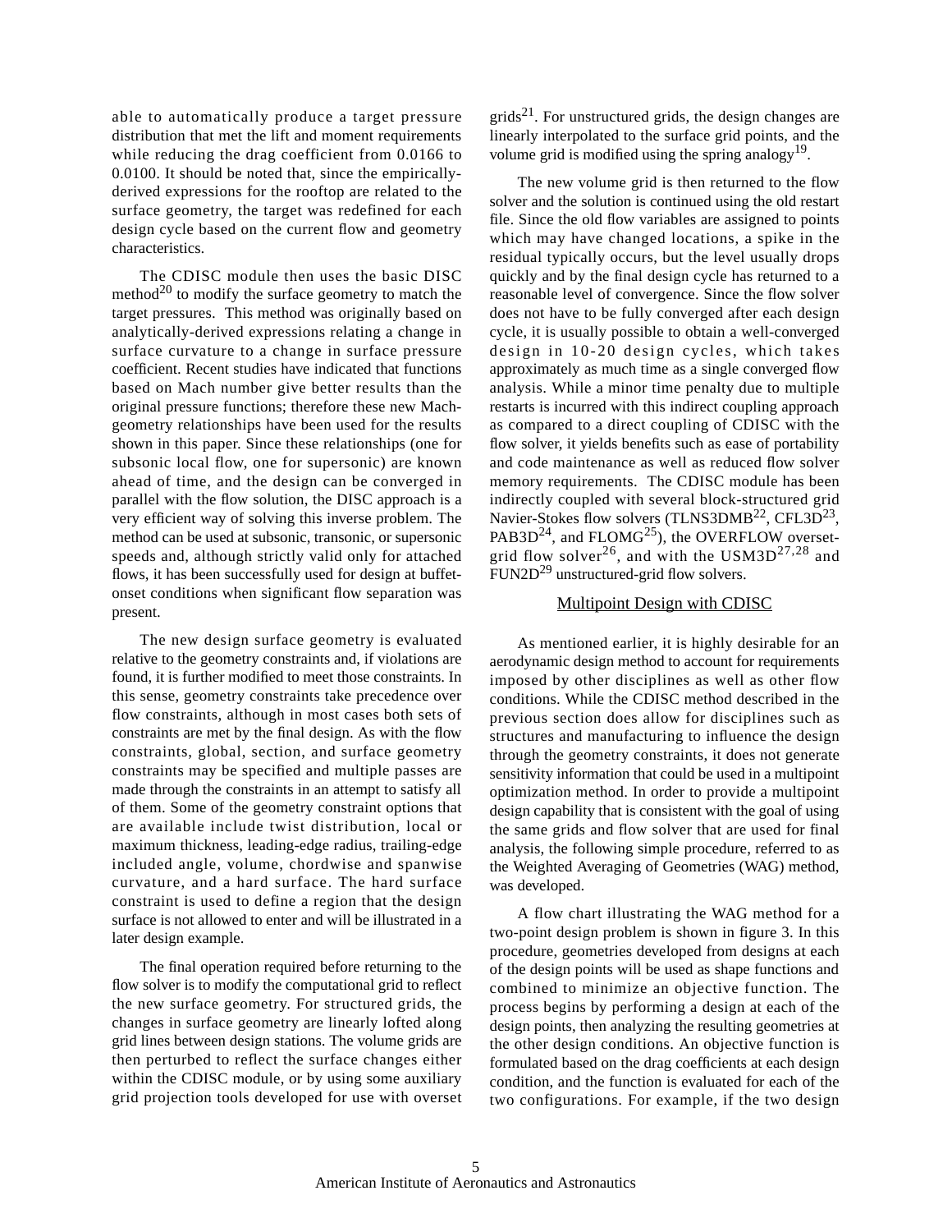able to automatically produce a target pressure distribution that met the lift and moment requirements while reducing the drag coefficient from 0.0166 to 0.0100. It should be noted that, since the empirically-derived expressions for the rooftop are related to the surface geometry, the target was redefined for each design cycle based on the current flow and geometry characteristics.

The CDISC module then uses the basic DISC method[20] to modify the surface geometry to match the target pressures. This method was originally based on analytically-derived expressions relating a change in surface curvature to a change in surface pressure coefficient. Recent studies have indicated that functions based on Mach number give better results than the original pressure functions; therefore these new Mach-geometry relationships have been used for the results shown in this paper. Since these relationships (one for subsonic local flow, one for supersonic) are known ahead of time, and the design can be converged in parallel with the flow solution, the DISC approach is a very efficient way of solving this inverse problem. The method can be used at subsonic, transonic, or supersonic speeds and, although strictly valid only for attached flows, it has been successfully used for design at buffet-onset conditions when significant flow separation was present.

The new design surface geometry is evaluated relative to the geometry constraints and, if violations are found, it is further modified to meet those constraints. In this sense, geometry constraints take precedence over flow constraints, although in most cases both sets of constraints are met by the final design. As with the flow constraints, global, section, and surface geometry constraints may be specified and multiple passes are made through the constraints in an attempt to satisfy all of them. Some of the geometry constraint options that are available include twist distribution, local or maximum thickness, leading-edge radius, trailing-edge included angle, volume, chordwise and spanwise curvature, and a hard surface. The hard surface constraint is used to define a region that the design surface is not allowed to enter and will be illustrated in a later design example.

The final operation required before returning to the flow solver is to modify the computational grid to reflect the new surface geometry. For structured grids, the changes in surface geometry are linearly lofted along grid lines between design stations. The volume grids are then perturbed to reflect the surface changes either within the CDISC module, or by using some auxiliary grid projection tools developed for use with overset grids[21]. For unstructured grids, the design changes are linearly interpolated to the surface grid points, and the volume grid is modified using the spring analogy[19].

The new volume grid is then returned to the flow solver and the solution is continued using the old restart file. Since the old flow variables are assigned to points which may have changed locations, a spike in the residual typically occurs, but the level usually drops quickly and by the final design cycle has returned to a reasonable level of convergence. Since the flow solver does not have to be fully converged after each design cycle, it is usually possible to obtain a well-converged design in 10-20 design cycles, which takes approximately as much time as a single converged flow analysis. While a minor time penalty due to multiple restarts is incurred with this indirect coupling approach as compared to a direct coupling of CDISC with the flow solver, it yields benefits such as ease of portability and code maintenance as well as reduced flow solver memory requirements. The CDISC module has been indirectly coupled with several block-structured grid Navier-Stokes flow solvers (TLNS3DMB[22], CFL3D[23], PAB3D[24], and FLOMG[25]), the OVERFLOW overset-grid flow solver[26], and with the USM3D[27,28] and FUN2D[29] unstructured-grid flow solvers.

## Multipoint Design with CDISC

As mentioned earlier, it is highly desirable for an aerodynamic design method to account for requirements imposed by other disciplines as well as other flow conditions. While the CDISC method described in the previous section does allow for disciplines such as structures and manufacturing to influence the design through the geometry constraints, it does not generate sensitivity information that could be used in a multipoint optimization method. In order to provide a multipoint design capability that is consistent with the goal of using the same grids and flow solver that are used for final analysis, the following simple procedure, referred to as the Weighted Averaging of Geometries (WAG) method, was developed.

A flow chart illustrating the WAG method for a two-point design problem is shown in figure 3. In this procedure, geometries developed from designs at each of the design points will be used as shape functions and combined to minimize an objective function. The process begins by performing a design at each of the design points, then analyzing the resulting geometries at the other design conditions. An objective function is formulated based on the drag coefficients at each design condition, and the function is evaluated for each of the two configurations. For example, if the two design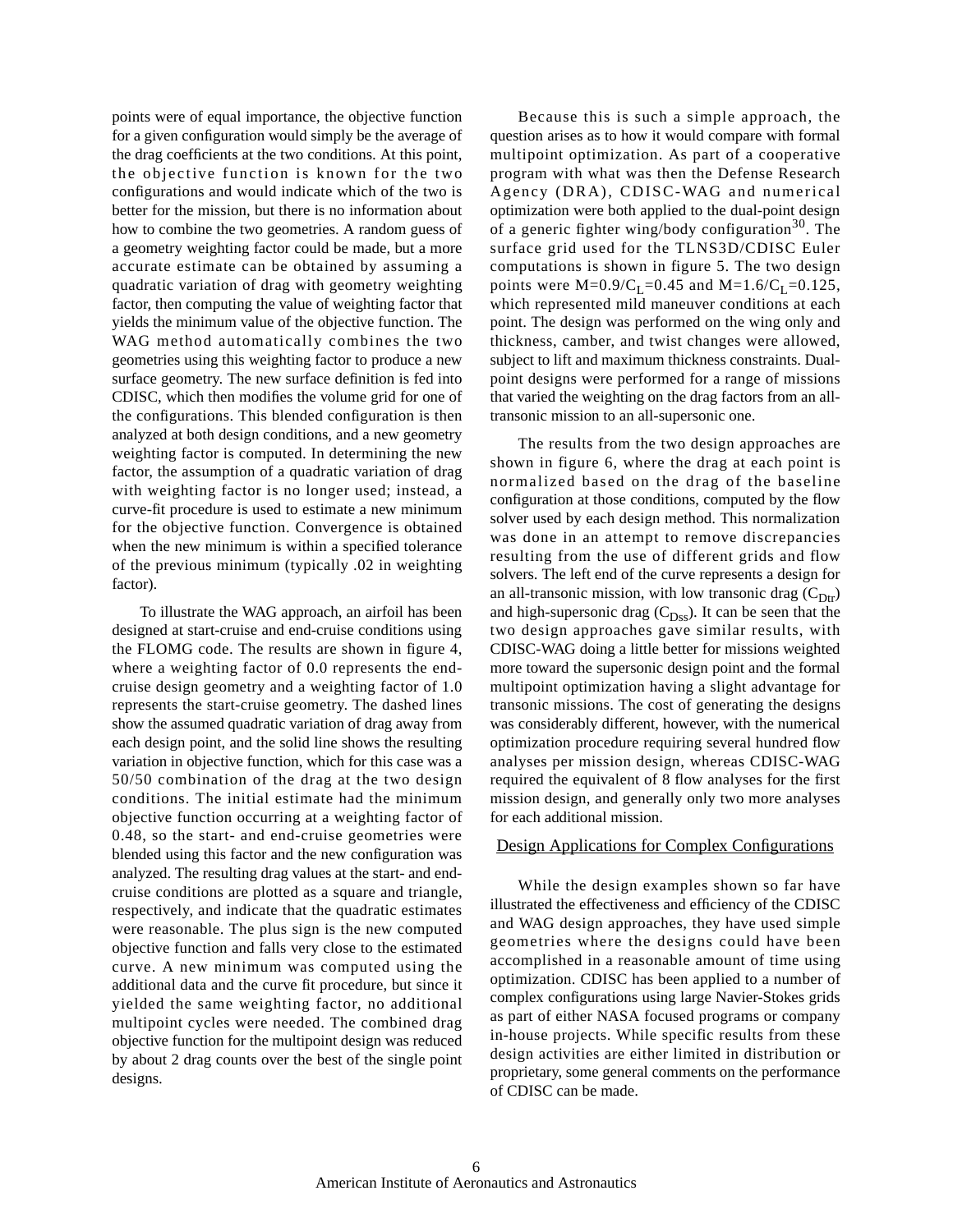points were of equal importance, the objective function for a given configuration would simply be the average of the drag coefficients at the two conditions. At this point, the objective function is known for the two configurations and would indicate which of the two is better for the mission, but there is no information about how to combine the two geometries. A random guess of a geometry weighting factor could be made, but a more accurate estimate can be obtained by assuming a quadratic variation of drag with geometry weighting factor, then computing the value of weighting factor that yields the minimum value of the objective function. The WAG method automatically combines the two geometries using this weighting factor to produce a new surface geometry. The new surface definition is fed into CDISC, which then modifies the volume grid for one of the configurations. This blended configuration is then analyzed at both design conditions, and a new geometry weighting factor is computed. In determining the new factor, the assumption of a quadratic variation of drag with weighting factor is no longer used; instead, a curve-fit procedure is used to estimate a new minimum for the objective function. Convergence is obtained when the new minimum is within a specified tolerance of the previous minimum (typically .02 in weighting factor).

To illustrate the WAG approach, an airfoil has been designed at start-cruise and end-cruise conditions using the FLOMG code. The results are shown in figure 4, where a weighting factor of 0.0 represents the end-cruise design geometry and a weighting factor of 1.0 represents the start-cruise geometry. The dashed lines show the assumed quadratic variation of drag away from each design point, and the solid line shows the resulting variation in objective function, which for this case was a 50/50 combination of the drag at the two design conditions. The initial estimate had the minimum objective function occurring at a weighting factor of 0.48, so the start- and end-cruise geometries were blended using this factor and the new configuration was analyzed. The resulting drag values at the start- and end-cruise conditions are plotted as a square and triangle, respectively, and indicate that the quadratic estimates were reasonable. The plus sign is the new computed objective function and falls very close to the estimated curve. A new minimum was computed using the additional data and the curve fit procedure, but since it yielded the same weighting factor, no additional multipoint cycles were needed. The combined drag objective function for the multipoint design was reduced by about 2 drag counts over the best of the single point designs.

Because this is such a simple approach, the question arises as to how it would compare with formal multipoint optimization. As part of a cooperative program with what was then the Defense Research Agency (DRA), CDISC-WAG and numerical optimization were both applied to the dual-point design of a generic fighter wing/body configuration[30]. The surface grid used for the TLNS3D/CDISC Euler computations is shown in figure 5. The two design points were $M=0.9/C_L=0.45$ and $M=1.6/C_L=0.125$, which represented mild maneuver conditions at each point. The design was performed on the wing only and thickness, camber, and twist changes were allowed, subject to lift and maximum thickness constraints. Dual-point designs were performed for a range of missions that varied the weighting on the drag factors from an all-transonic mission to an all-supersonic one.

The results from the two design approaches are shown in figure 6, where the drag at each point is normalized based on the drag of the baseline configuration at those conditions, computed by the flow solver used by each design method. This normalization was done in an attempt to remove discrepancies resulting from the use of different grids and flow solvers. The left end of the curve represents a design for an all-transonic mission, with low transonic drag ($C_{Dtr}$) and high-supersonic drag ($C_{Dss}$). It can be seen that the two design approaches gave similar results, with CDISC-WAG doing a little better for missions weighted more toward the supersonic design point and the formal multipoint optimization having a slight advantage for transonic missions. The cost of generating the designs was considerably different, however, with the numerical optimization procedure requiring several hundred flow analyses per mission design, whereas CDISC-WAG required the equivalent of 8 flow analyses for the first mission design, and generally only two more analyses for each additional mission.

## Design Applications for Complex Configurations

While the design examples shown so far have illustrated the effectiveness and efficiency of the CDISC and WAG design approaches, they have used simple geometries where the designs could have been accomplished in a reasonable amount of time using optimization. CDISC has been applied to a number of complex configurations using large Navier-Stokes grids as part of either NASA focused programs or company in-house projects. While specific results from these design activities are either limited in distribution or proprietary, some general comments on the performance of CDISC can be made.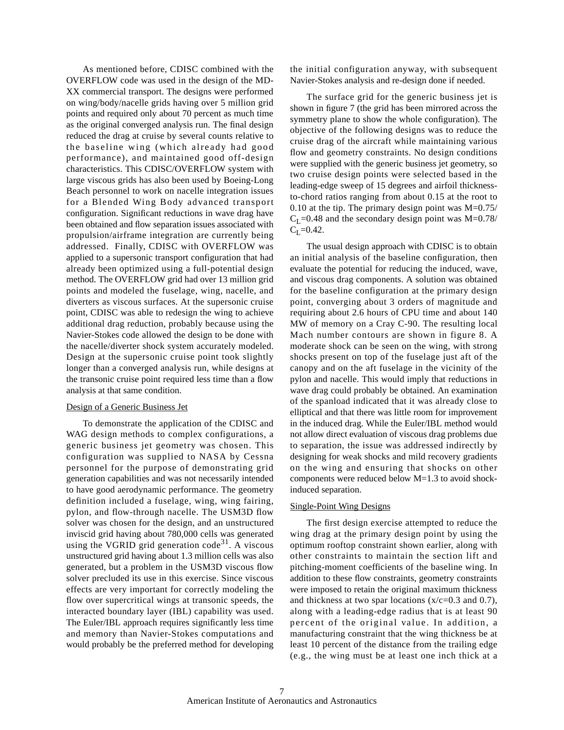As mentioned before, CDISC combined with the OVERFLOW code was used in the design of the MD-XX commercial transport. The designs were performed on wing/body/nacelle grids having over 5 million grid points and required only about 70 percent as much time as the original converged analysis run. The final design reduced the drag at cruise by several counts relative to the baseline wing (which already had good performance), and maintained good off-design characteristics. This CDISC/OVERFLOW system with large viscous grids has also been used by Boeing-Long Beach personnel to work on nacelle integration issues for a Blended Wing Body advanced transport configuration. Significant reductions in wave drag have been obtained and flow separation issues associated with propulsion/airframe integration are currently being addressed. Finally, CDISC with OVERFLOW was applied to a supersonic transport configuration that had already been optimized using a full-potential design method. The OVERFLOW grid had over 13 million grid points and modeled the fuselage, wing, nacelle, and diverters as viscous surfaces. At the supersonic cruise point, CDISC was able to redesign the wing to achieve additional drag reduction, probably because using the Navier-Stokes code allowed the design to be done with the nacelle/diverter shock system accurately modeled. Design at the supersonic cruise point took slightly longer than a converged analysis run, while designs at the transonic cruise point required less time than a flow analysis at that same condition.

## Design of a Generic Business Jet

To demonstrate the application of the CDISC and WAG design methods to complex configurations, a generic business jet geometry was chosen. This configuration was supplied to NASA by Cessna personnel for the purpose of demonstrating grid generation capabilities and was not necessarily intended to have good aerodynamic performance. The geometry definition included a fuselage, wing, wing fairing, pylon, and flow-through nacelle. The USM3D flow solver was chosen for the design, and an unstructured inviscid grid having about 780,000 cells was generated using the VGRID grid generation code[31]. A viscous unstructured grid having about 1.3 million cells was also generated, but a problem in the USM3D viscous flow solver precluded its use in this exercise. Since viscous effects are very important for correctly modeling the flow over supercritical wings at transonic speeds, the interacted boundary layer (IBL) capability was used. The Euler/IBL approach requires significantly less time and memory than Navier-Stokes computations and would probably be the preferred method for developing the initial configuration anyway, with subsequent Navier-Stokes analysis and re-design done if needed.

The surface grid for the generic business jet is shown in figure 7 (the grid has been mirrored across the symmetry plane to show the whole configuration). The objective of the following designs was to reduce the cruise drag of the aircraft while maintaining various flow and geometry constraints. No design conditions were supplied with the generic business jet geometry, so two cruise design points were selected based in the leading-edge sweep of 15 degrees and airfoil thickness-to-chord ratios ranging from about 0.15 at the root to 0.10 at the tip. The primary design point was M=0.75/$C_L$=0.48 and the secondary design point was M=0.78/$C_L$=0.42.

The usual design approach with CDISC is to obtain an initial analysis of the baseline configuration, then evaluate the potential for reducing the induced, wave, and viscous drag components. A solution was obtained for the baseline configuration at the primary design point, converging about 3 orders of magnitude and requiring about 2.6 hours of CPU time and about 140 MW of memory on a Cray C-90. The resulting local Mach number contours are shown in figure 8. A moderate shock can be seen on the wing, with strong shocks present on top of the fuselage just aft of the canopy and on the aft fuselage in the vicinity of the pylon and nacelle. This would imply that reductions in wave drag could probably be obtained. An examination of the spanload indicated that it was already close to elliptical and that there was little room for improvement in the induced drag. While the Euler/IBL method would not allow direct evaluation of viscous drag problems due to separation, the issue was addressed indirectly by designing for weak shocks and mild recovery gradients on the wing and ensuring that shocks on other components were reduced below M=1.3 to avoid shock-induced separation.

## Single-Point Wing Designs

The first design exercise attempted to reduce the wing drag at the primary design point by using the optimum rooftop constraint shown earlier, along with other constraints to maintain the section lift and pitching-moment coefficients of the baseline wing. In addition to these flow constraints, geometry constraints were imposed to retain the original maximum thickness and thickness at two spar locations (x/c=0.3 and 0.7), along with a leading-edge radius that is at least 90 percent of the original value. In addition, a manufacturing constraint that the wing thickness be at least 10 percent of the distance from the trailing edge (e.g., the wing must be at least one inch thick at a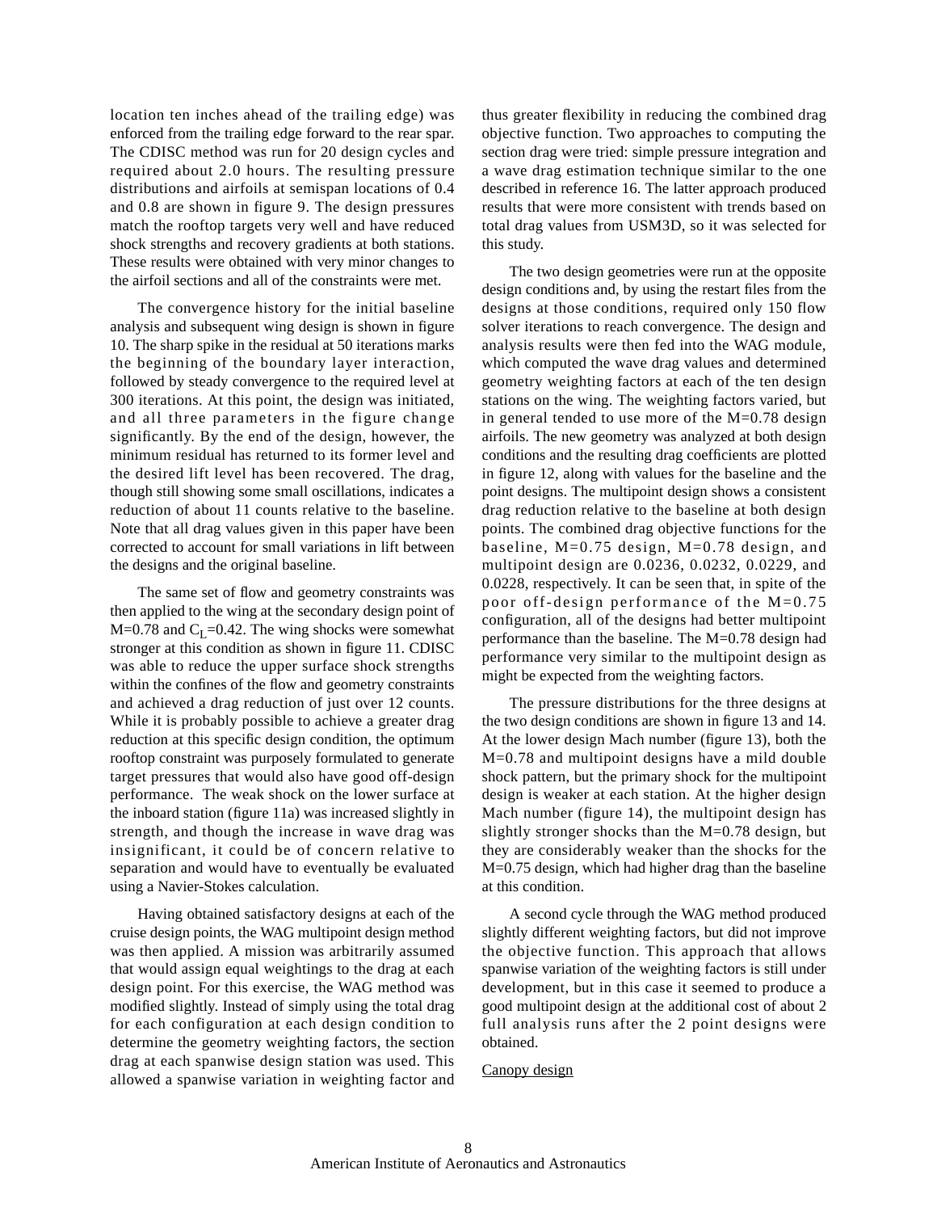location ten inches ahead of the trailing edge) was enforced from the trailing edge forward to the rear spar. The CDISC method was run for 20 design cycles and required about 2.0 hours. The resulting pressure distributions and airfoils at semispan locations of 0.4 and 0.8 are shown in figure 9. The design pressures match the rooftop targets very well and have reduced shock strengths and recovery gradients at both stations. These results were obtained with very minor changes to the airfoil sections and all of the constraints were met.

The convergence history for the initial baseline analysis and subsequent wing design is shown in figure 10. The sharp spike in the residual at 50 iterations marks the beginning of the boundary layer interaction, followed by steady convergence to the required level at 300 iterations. At this point, the design was initiated, and all three parameters in the figure change significantly. By the end of the design, however, the minimum residual has returned to its former level and the desired lift level has been recovered. The drag, though still showing some small oscillations, indicates a reduction of about 11 counts relative to the baseline. Note that all drag values given in this paper have been corrected to account for small variations in lift between the designs and the original baseline.

The same set of flow and geometry constraints was then applied to the wing at the secondary design point of M=0.78 and $C_L$=0.42. The wing shocks were somewhat stronger at this condition as shown in figure 11. CDISC was able to reduce the upper surface shock strengths within the confines of the flow and geometry constraints and achieved a drag reduction of just over 12 counts. While it is probably possible to achieve a greater drag reduction at this specific design condition, the optimum rooftop constraint was purposely formulated to generate target pressures that would also have good off-design performance. The weak shock on the lower surface at the inboard station (figure 11a) was increased slightly in strength, and though the increase in wave drag was insignificant, it could be of concern relative to separation and would have to eventually be evaluated using a Navier-Stokes calculation.

Having obtained satisfactory designs at each of the cruise design points, the WAG multipoint design method was then applied. A mission was arbitrarily assumed that would assign equal weightings to the drag at each design point. For this exercise, the WAG method was modified slightly. Instead of simply using the total drag for each configuration at each design condition to determine the geometry weighting factors, the section drag at each spanwise design station was used. This allowed a spanwise variation in weighting factor and thus greater flexibility in reducing the combined drag objective function. Two approaches to computing the section drag were tried: simple pressure integration and a wave drag estimation technique similar to the one described in reference 16. The latter approach produced results that were more consistent with trends based on total drag values from USM3D, so it was selected for this study.

The two design geometries were run at the opposite design conditions and, by using the restart files from the designs at those conditions, required only 150 flow solver iterations to reach convergence. The design and analysis results were then fed into the WAG module, which computed the wave drag values and determined geometry weighting factors at each of the ten design stations on the wing. The weighting factors varied, but in general tended to use more of the M=0.78 design airfoils. The new geometry was analyzed at both design conditions and the resulting drag coefficients are plotted in figure 12, along with values for the baseline and the point designs. The multipoint design shows a consistent drag reduction relative to the baseline at both design points. The combined drag objective functions for the baseline, M=0.75 design, M=0.78 design, and multipoint design are 0.0236, 0.0232, 0.0229, and 0.0228, respectively. It can be seen that, in spite of the poor off-design performance of the M=0.75 configuration, all of the designs had better multipoint performance than the baseline. The M=0.78 design had performance very similar to the multipoint design as might be expected from the weighting factors.

The pressure distributions for the three designs at the two design conditions are shown in figure 13 and 14. At the lower design Mach number (figure 13), both the M=0.78 and multipoint designs have a mild double shock pattern, but the primary shock for the multipoint design is weaker at each station. At the higher design Mach number (figure 14), the multipoint design has slightly stronger shocks than the M=0.78 design, but they are considerably weaker than the shocks for the M=0.75 design, which had higher drag than the baseline at this condition.

A second cycle through the WAG method produced slightly different weighting factors, but did not improve the objective function. This approach that allows spanwise variation of the weighting factors is still under development, but in this case it seemed to produce a good multipoint design at the additional cost of about 2 full analysis runs after the 2 point designs were obtained.

Canopy design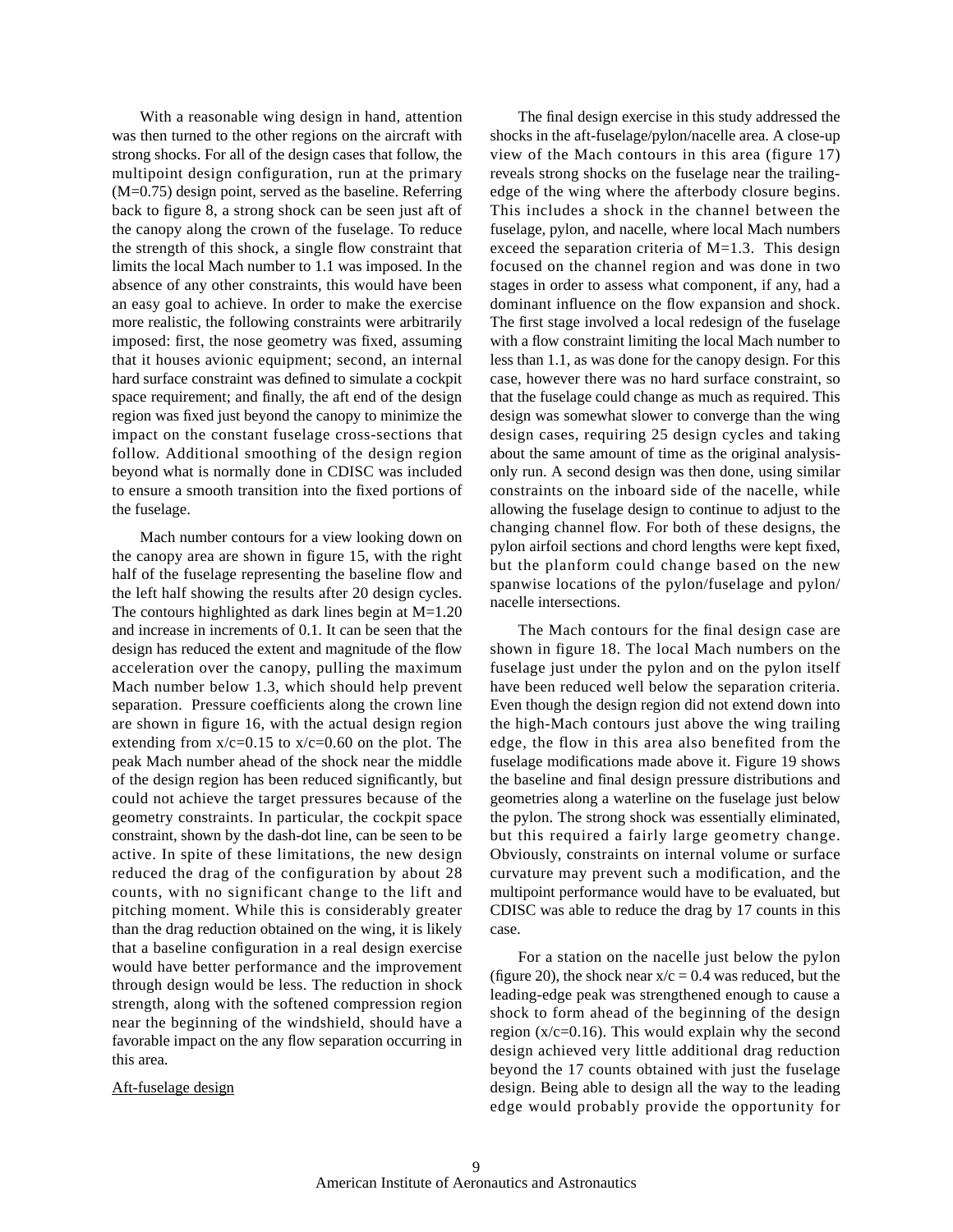With a reasonable wing design in hand, attention was then turned to the other regions on the aircraft with strong shocks. For all of the design cases that follow, the multipoint design configuration, run at the primary (M=0.75) design point, served as the baseline. Referring back to figure 8, a strong shock can be seen just aft of the canopy along the crown of the fuselage. To reduce the strength of this shock, a single flow constraint that limits the local Mach number to 1.1 was imposed. In the absence of any other constraints, this would have been an easy goal to achieve. In order to make the exercise more realistic, the following constraints were arbitrarily imposed: first, the nose geometry was fixed, assuming that it houses avionic equipment; second, an internal hard surface constraint was defined to simulate a cockpit space requirement; and finally, the aft end of the design region was fixed just beyond the canopy to minimize the impact on the constant fuselage cross-sections that follow. Additional smoothing of the design region beyond what is normally done in CDISC was included to ensure a smooth transition into the fixed portions of the fuselage.

Mach number contours for a view looking down on the canopy area are shown in figure 15, with the right half of the fuselage representing the baseline flow and the left half showing the results after 20 design cycles. The contours highlighted as dark lines begin at M=1.20 and increase in increments of 0.1. It can be seen that the design has reduced the extent and magnitude of the flow acceleration over the canopy, pulling the maximum Mach number below 1.3, which should help prevent separation. Pressure coefficients along the crown line are shown in figure 16, with the actual design region extending from x/c=0.15 to x/c=0.60 on the plot. The peak Mach number ahead of the shock near the middle of the design region has been reduced significantly, but could not achieve the target pressures because of the geometry constraints. In particular, the cockpit space constraint, shown by the dash-dot line, can be seen to be active. In spite of these limitations, the new design reduced the drag of the configuration by about 28 counts, with no significant change to the lift and pitching moment. While this is considerably greater than the drag reduction obtained on the wing, it is likely that a baseline configuration in a real design exercise would have better performance and the improvement through design would be less. The reduction in shock strength, along with the softened compression region near the beginning of the windshield, should have a favorable impact on the any flow separation occurring in this area.

### Aft-fuselage design

The final design exercise in this study addressed the shocks in the aft-fuselage/pylon/nacelle area. A close-up view of the Mach contours in this area (figure 17) reveals strong shocks on the fuselage near the trailing-edge of the wing where the afterbody closure begins. This includes a shock in the channel between the fuselage, pylon, and nacelle, where local Mach numbers exceed the separation criteria of M=1.3. This design focused on the channel region and was done in two stages in order to assess what component, if any, had a dominant influence on the flow expansion and shock. The first stage involved a local redesign of the fuselage with a flow constraint limiting the local Mach number to less than 1.1, as was done for the canopy design. For this case, however there was no hard surface constraint, so that the fuselage could change as much as required. This design was somewhat slower to converge than the wing design cases, requiring 25 design cycles and taking about the same amount of time as the original analysis-only run. A second design was then done, using similar constraints on the inboard side of the nacelle, while allowing the fuselage design to continue to adjust to the changing channel flow. For both of these designs, the pylon airfoil sections and chord lengths were kept fixed, but the planform could change based on the new spanwise locations of the pylon/fuselage and pylon/nacelle intersections.

The Mach contours for the final design case are shown in figure 18. The local Mach numbers on the fuselage just under the pylon and on the pylon itself have been reduced well below the separation criteria. Even though the design region did not extend down into the high-Mach contours just above the wing trailing edge, the flow in this area also benefited from the fuselage modifications made above it. Figure 19 shows the baseline and final design pressure distributions and geometries along a waterline on the fuselage just below the pylon. The strong shock was essentially eliminated, but this required a fairly large geometry change. Obviously, constraints on internal volume or surface curvature may prevent such a modification, and the multipoint performance would have to be evaluated, but CDISC was able to reduce the drag by 17 counts in this case.

For a station on the nacelle just below the pylon (figure 20), the shock near x/c = 0.4 was reduced, but the leading-edge peak was strengthened enough to cause a shock to form ahead of the beginning of the design region (x/c=0.16). This would explain why the second design achieved very little additional drag reduction beyond the 17 counts obtained with just the fuselage design. Being able to design all the way to the leading edge would probably provide the opportunity for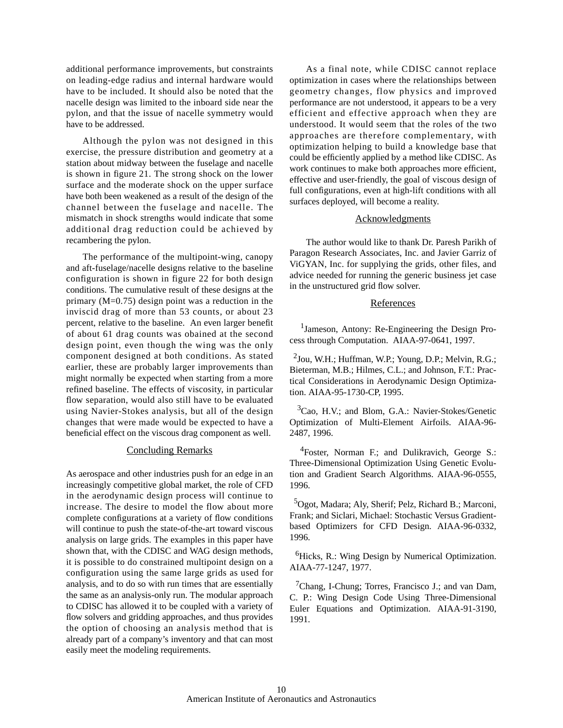additional performance improvements, but constraints on leading-edge radius and internal hardware would have to be included. It should also be noted that the nacelle design was limited to the inboard side near the pylon, and that the issue of nacelle symmetry would have to be addressed.

Although the pylon was not designed in this exercise, the pressure distribution and geometry at a station about midway between the fuselage and nacelle is shown in figure 21. The strong shock on the lower surface and the moderate shock on the upper surface have both been weakened as a result of the design of the channel between the fuselage and nacelle. The mismatch in shock strengths would indicate that some additional drag reduction could be achieved by recambering the pylon.

The performance of the multipoint-wing, canopy and aft-fuselage/nacelle designs relative to the baseline configuration is shown in figure 22 for both design conditions. The cumulative result of these designs at the primary (M=0.75) design point was a reduction in the inviscid drag of more than 53 counts, or about 23 percent, relative to the baseline. An even larger benefit of about 61 drag counts was obained at the second design point, even though the wing was the only component designed at both conditions. As stated earlier, these are probably larger improvements than might normally be expected when starting from a more refined baseline. The effects of viscosity, in particular flow separation, would also still have to be evaluated using Navier-Stokes analysis, but all of the design changes that were made would be expected to have a beneficial effect on the viscous drag component as well.

## Concluding Remarks

As aerospace and other industries push for an edge in an increasingly competitive global market, the role of CFD in the aerodynamic design process will continue to increase. The desire to model the flow about more complete configurations at a variety of flow conditions will continue to push the state-of-the-art toward viscous analysis on large grids. The examples in this paper have shown that, with the CDISC and WAG design methods, it is possible to do constrained multipoint design on a configuration using the same large grids as used for analysis, and to do so with run times that are essentially the same as an analysis-only run. The modular approach to CDISC has allowed it to be coupled with a variety of flow solvers and gridding approaches, and thus provides the option of choosing an analysis method that is already part of a company's inventory and that can most easily meet the modeling requirements.

As a final note, while CDISC cannot replace optimization in cases where the relationships between geometry changes, flow physics and improved performance are not understood, it appears to be a very efficient and effective approach when they are understood. It would seem that the roles of the two approaches are therefore complementary, with optimization helping to build a knowledge base that could be efficiently applied by a method like CDISC. As work continues to make both approaches more efficient, effective and user-friendly, the goal of viscous design of full configurations, even at high-lift conditions with all surfaces deployed, will become a reality.

## Acknowledgments

The author would like to thank Dr. Paresh Parikh of Paragon Research Associates, Inc. and Javier Garriz of ViGYAN, Inc. for supplying the grids, other files, and advice needed for running the generic business jet case in the unstructured grid flow solver.

## References

[1] Jameson, Antony: Re-Engineering the Design Process through Computation. AIAA-97-0641, 1997.

[2] Jou, W.H.; Huffman, W.P.; Young, D.P.; Melvin, R.G.; Bieterman, M.B.; Hilmes, C.L.; and Johnson, F.T.: Practical Considerations in Aerodynamic Design Optimization. AIAA-95-1730-CP, 1995.

[3] Cao, H.V.; and Blom, G.A.: Navier-Stokes/Genetic Optimization of Multi-Element Airfoils. AIAA-96-2487, 1996.

[4] Foster, Norman F.; and Dulikravich, George S.: Three-Dimensional Optimization Using Genetic Evolution and Gradient Search Algorithms. AIAA-96-0555, 1996.

[5] Ogot, Madara; Aly, Sherif; Pelz, Richard B.; Marconi, Frank; and Siclari, Michael: Stochastic Versus Gradient-based Optimizers for CFD Design. AIAA-96-0332, 1996.

[6] Hicks, R.: Wing Design by Numerical Optimization. AIAA-77-1247, 1977.

[7] Chang, I-Chung; Torres, Francisco J.; and van Dam, C. P.: Wing Design Code Using Three-Dimensional Euler Equations and Optimization. AIAA-91-3190, 1991.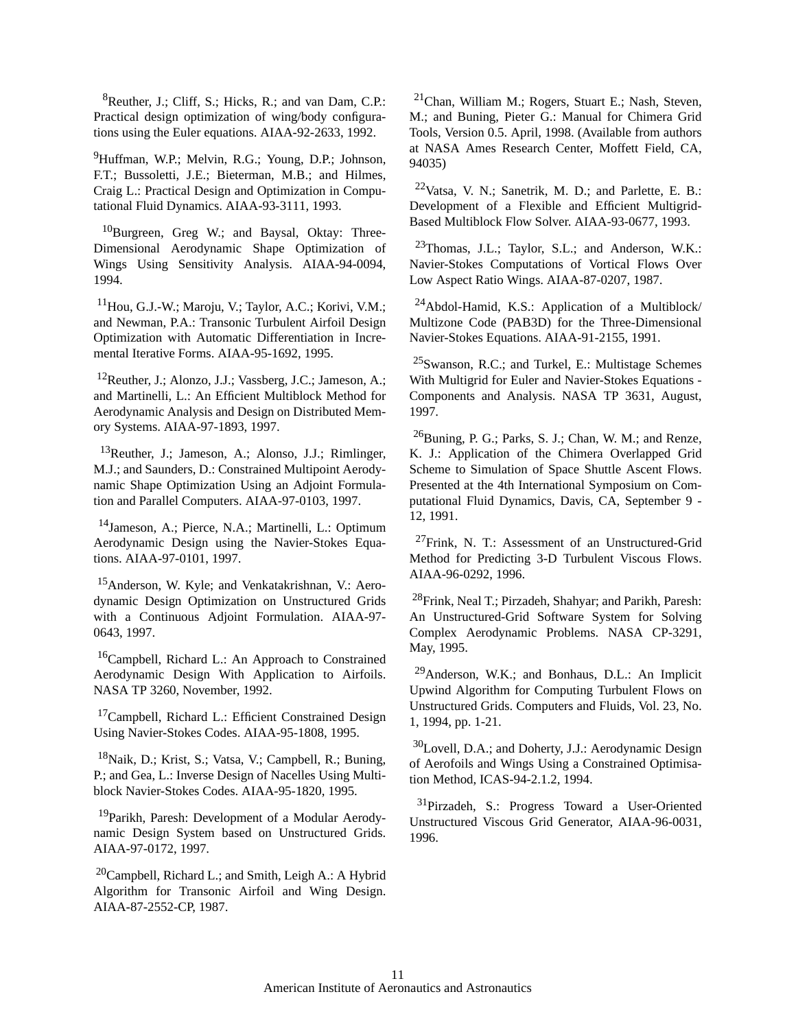[8]Reuther, J.; Cliff, S.; Hicks, R.; and van Dam, C.P.: Practical design optimization of wing/body configurations using the Euler equations. AIAA-92-2633, 1992.

[9]Huffman, W.P.; Melvin, R.G.; Young, D.P.; Johnson, F.T.; Bussoletti, J.E.; Bieterman, M.B.; and Hilmes, Craig L.: Practical Design and Optimization in Computational Fluid Dynamics. AIAA-93-3111, 1993.

[10]Burgreen, Greg W.; and Baysal, Oktay: Three-Dimensional Aerodynamic Shape Optimization of Wings Using Sensitivity Analysis. AIAA-94-0094, 1994.

[11]Hou, G.J.-W.; Maroju, V.; Taylor, A.C.; Korivi, V.M.; and Newman, P.A.: Transonic Turbulent Airfoil Design Optimization with Automatic Differentiation in Incremental Iterative Forms. AIAA-95-1692, 1995.

[12]Reuther, J.; Alonzo, J.J.; Vassberg, J.C.; Jameson, A.; and Martinelli, L.: An Efficient Multiblock Method for Aerodynamic Analysis and Design on Distributed Memory Systems. AIAA-97-1893, 1997.

[13]Reuther, J.; Jameson, A.; Alonso, J.J.; Rimlinger, M.J.; and Saunders, D.: Constrained Multipoint Aerodynamic Shape Optimization Using an Adjoint Formulation and Parallel Computers. AIAA-97-0103, 1997.

[14]Jameson, A.; Pierce, N.A.; Martinelli, L.: Optimum Aerodynamic Design using the Navier-Stokes Equations. AIAA-97-0101, 1997.

[15]Anderson, W. Kyle; and Venkatakrishnan, V.: Aerodynamic Design Optimization on Unstructured Grids with a Continuous Adjoint Formulation. AIAA-97-0643, 1997.

[16]Campbell, Richard L.: An Approach to Constrained Aerodynamic Design With Application to Airfoils. NASA TP 3260, November, 1992.

[17]Campbell, Richard L.: Efficient Constrained Design Using Navier-Stokes Codes. AIAA-95-1808, 1995.

[18]Naik, D.; Krist, S.; Vatsa, V.; Campbell, R.; Buning, P.; and Gea, L.: Inverse Design of Nacelles Using Multiblock Navier-Stokes Codes. AIAA-95-1820, 1995.

[19]Parikh, Paresh: Development of a Modular Aerodynamic Design System based on Unstructured Grids. AIAA-97-0172, 1997.

[20]Campbell, Richard L.; and Smith, Leigh A.: A Hybrid Algorithm for Transonic Airfoil and Wing Design. AIAA-87-2552-CP, 1987.

[21]Chan, William M.; Rogers, Stuart E.; Nash, Steven, M.; and Buning, Pieter G.: Manual for Chimera Grid Tools, Version 0.5. April, 1998. (Available from authors at NASA Ames Research Center, Moffett Field, CA, 94035)

[22]Vatsa, V. N.; Sanetrik, M. D.; and Parlette, E. B.: Development of a Flexible and Efficient Multigrid-Based Multiblock Flow Solver. AIAA-93-0677, 1993.

[23]Thomas, J.L.; Taylor, S.L.; and Anderson, W.K.: Navier-Stokes Computations of Vortical Flows Over Low Aspect Ratio Wings. AIAA-87-0207, 1987.

[24]Abdol-Hamid, K.S.: Application of a Multiblock/ Multizone Code (PAB3D) for the Three-Dimensional Navier-Stokes Equations. AIAA-91-2155, 1991.

[25]Swanson, R.C.; and Turkel, E.: Multistage Schemes With Multigrid for Euler and Navier-Stokes Equations - Components and Analysis. NASA TP 3631, August, 1997.

[26]Buning, P. G.; Parks, S. J.; Chan, W. M.; and Renze, K. J.: Application of the Chimera Overlapped Grid Scheme to Simulation of Space Shuttle Ascent Flows. Presented at the 4th International Symposium on Computational Fluid Dynamics, Davis, CA, September 9 - 12, 1991.

[27]Frink, N. T.: Assessment of an Unstructured-Grid Method for Predicting 3-D Turbulent Viscous Flows. AIAA-96-0292, 1996.

[28]Frink, Neal T.; Pirzadeh, Shahyar; and Parikh, Paresh: An Unstructured-Grid Software System for Solving Complex Aerodynamic Problems. NASA CP-3291, May, 1995.

[29]Anderson, W.K.; and Bonhaus, D.L.: An Implicit Upwind Algorithm for Computing Turbulent Flows on Unstructured Grids. Computers and Fluids, Vol. 23, No. 1, 1994, pp. 1-21.

[30]Lovell, D.A.; and Doherty, J.J.: Aerodynamic Design of Aerofoils and Wings Using a Constrained Optimisation Method, ICAS-94-2.1.2, 1994.

[31]Pirzadeh, S.: Progress Toward a User-Oriented Unstructured Viscous Grid Generator, AIAA-96-0031, 1996.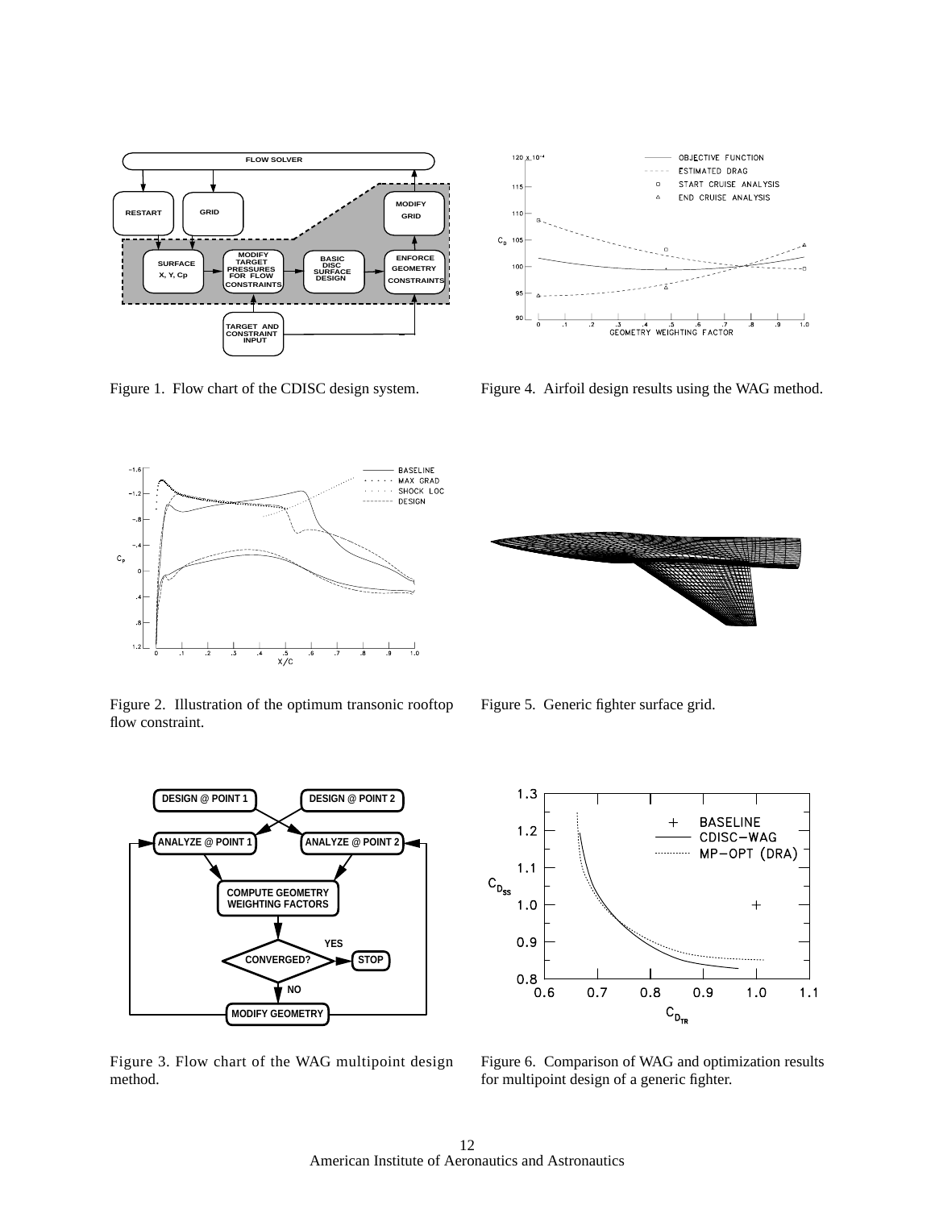Figure 1. Flow chart of the CDISC design system.

Figure 4. Airfoil design results using the WAG method.

Figure 2. Illustration of the optimum transonic rooftop flow constraint.

Figure 5. Generic fighter surface grid.

Figure 3. Flow chart of the WAG multipoint design method.

Figure 6. Comparison of WAG and optimization results for multipoint design of a generic fighter.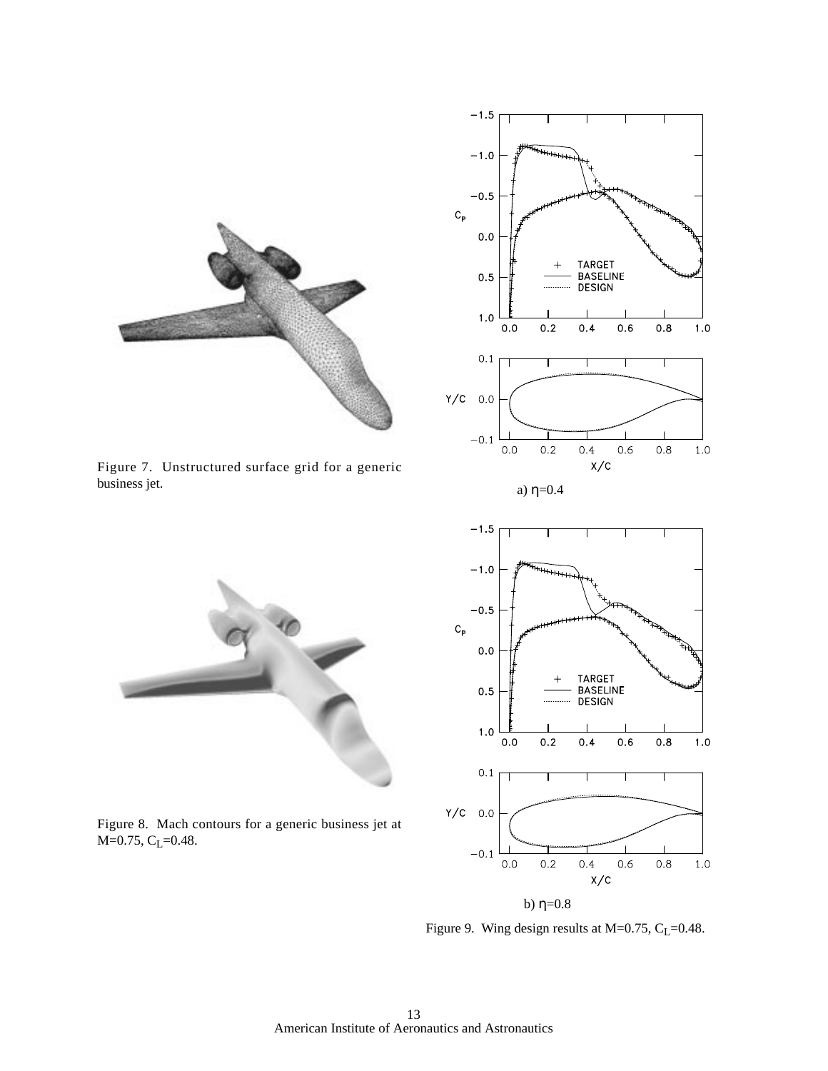Figure 7. Unstructured surface grid for a generic business jet.

Figure 8. Mach contours for a generic business jet at M=0.75, $C_L$=0.48.

a) η=0.4

b) η=0.8

Figure 9. Wing design results at M=0.75, $C_L$=0.48.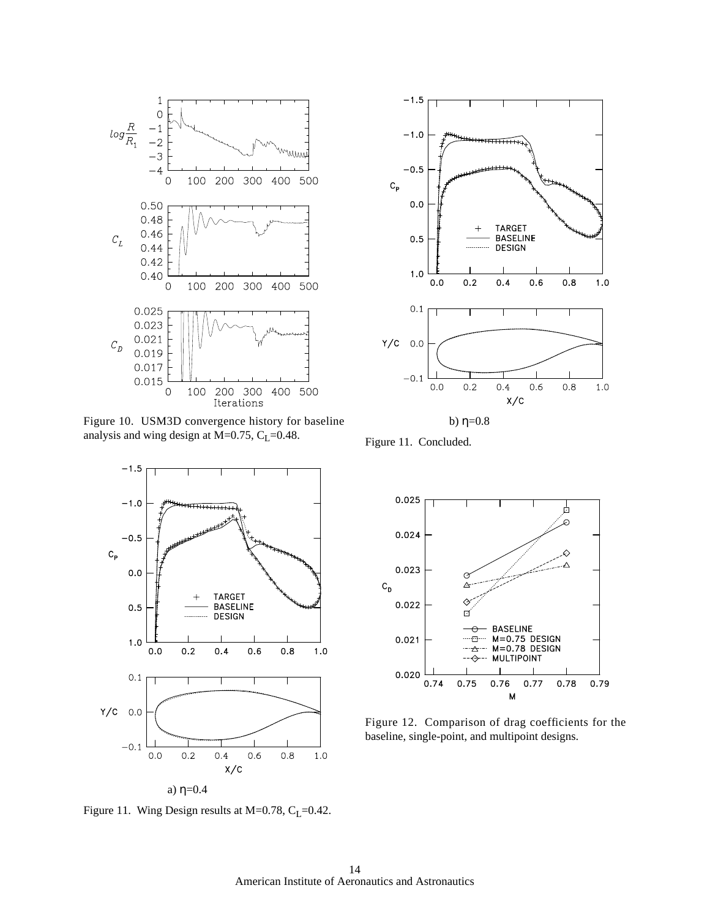Figure 10. USM3D convergence history for baseline analysis and wing design at M=0.75, $C_L$=0.48.

b) η=0.8

Figure 11. Concluded.

a) η=0.4

Figure 11. Wing Design results at M=0.78, $C_L$=0.42.

Figure 12. Comparison of drag coefficients for the baseline, single-point, and multipoint designs.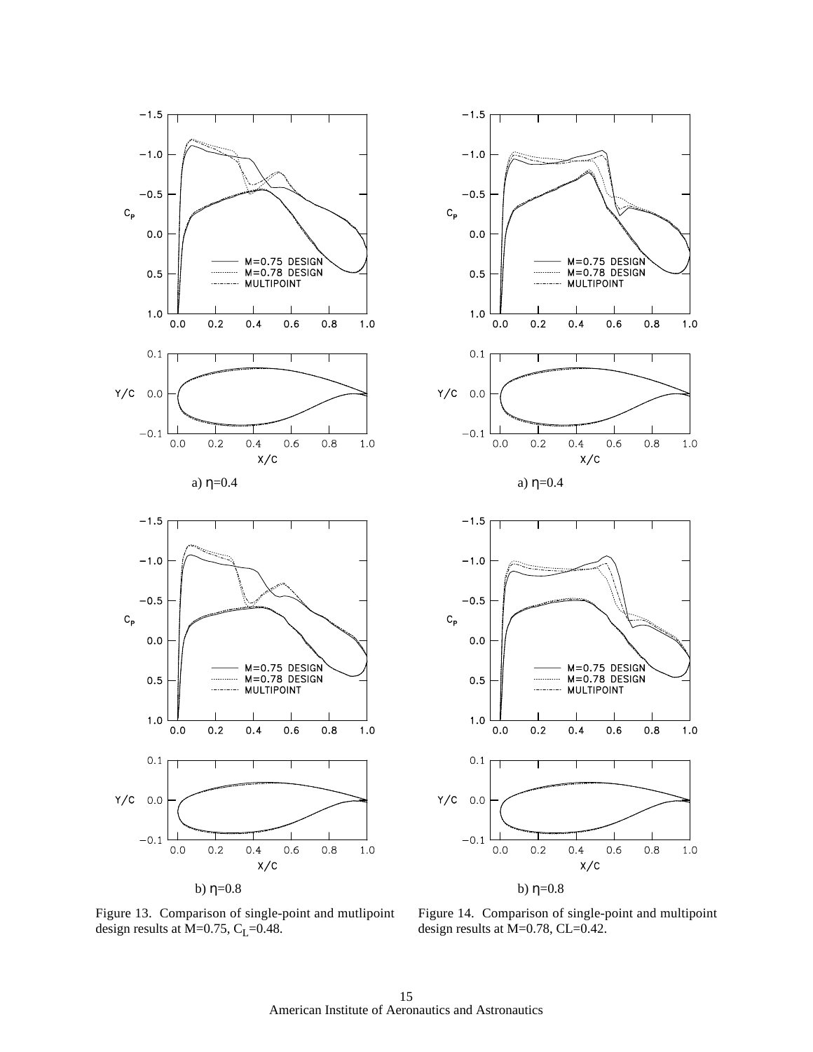a) η=0.4

b) η=0.8

Figure 13. Comparison of single-point and mutlipoint design results at M=0.75, $C_L$=0.48.

a) η=0.4

b) η=0.8

Figure 14. Comparison of single-point and multipoint design results at M=0.78, CL=0.42.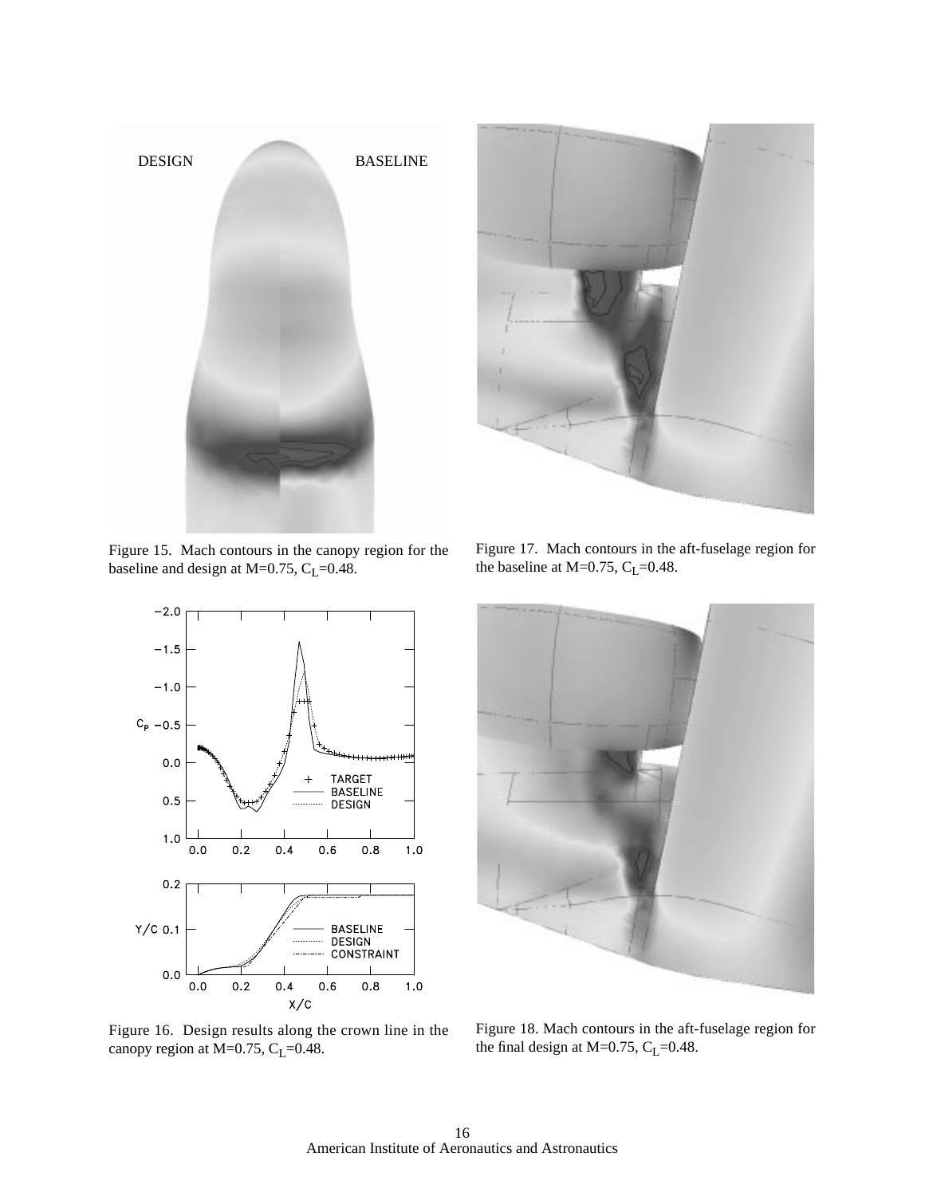Figure 15. Mach contours in the canopy region for the baseline and design at M=0.75, $C_L$=0.48.

Figure 16. Design results along the crown line in the canopy region at M=0.75, $C_L$=0.48.

Figure 17. Mach contours in the aft-fuselage region for the baseline at M=0.75, $C_L$=0.48.

Figure 18. Mach contours in the aft-fuselage region for the final design at M=0.75, $C_L$=0.48.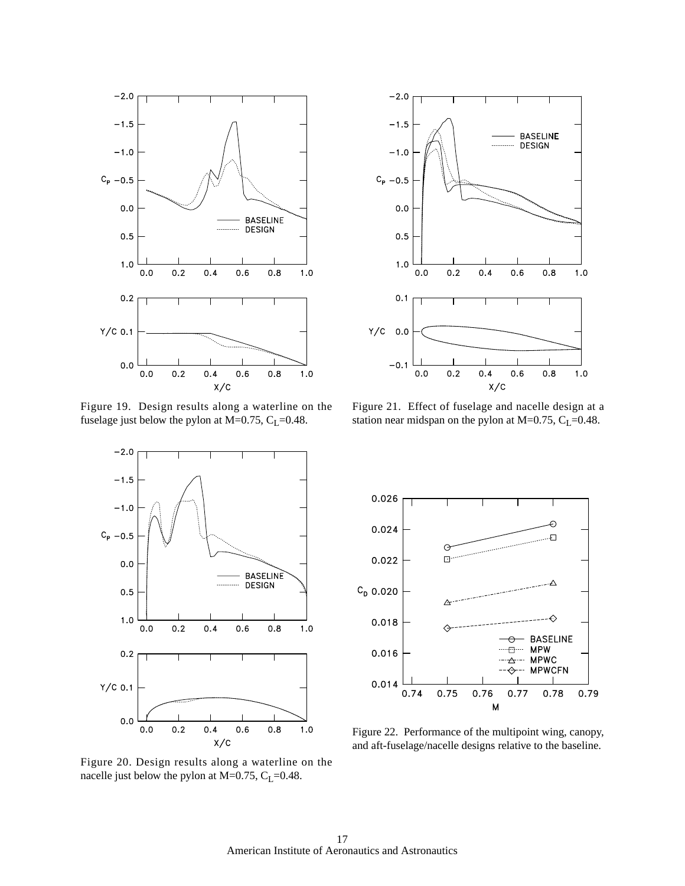−2.0
−1.5
−1.0
$C_P$ −0.5
0.0
0.5
1.0
0.0 0.2 0.4 0.6 0.8 1.0
BASELINE
DESIGN

0.2
Y/C 0.1
0.0
0.0 0.2 0.4 0.6 0.8 1.0
X/C

Figure 19. Design results along a waterline on the fuselage just below the pylon at M=0.75, $C_L$=0.48.

−2.0
−1.5
−1.0
$C_P$ −0.5
0.0
0.5
1.0
0.0 0.2 0.4 0.6 0.8 1.0
BASELINE
DESIGN

0.1
Y/C 0.0
−0.1
0.0 0.2 0.4 0.6 0.8 1.0
X/C

Figure 21. Effect of fuselage and nacelle design at a station near midspan on the pylon at M=0.75, $C_L$=0.48.

−2.0
−1.5
−1.0
$C_P$ −0.5
0.0
0.5
1.0
0.0 0.2 0.4 0.6 0.8 1.0
BASELINE
DESIGN

0.2
Y/C 0.1
0.0
0.0 0.2 0.4 0.6 0.8 1.0
X/C

Figure 20. Design results along a waterline on the nacelle just below the pylon at M=0.75, $C_L$=0.48.

0.026
0.024
0.022
$C_D$ 0.020
0.018
0.016
0.014
0.74 0.75 0.76 0.77 0.78 0.79
M
BASELINE
MPW
MPWC
MPWCFN

Figure 22. Performance of the multipoint wing, canopy, and aft-fuselage/nacelle designs relative to the baseline.